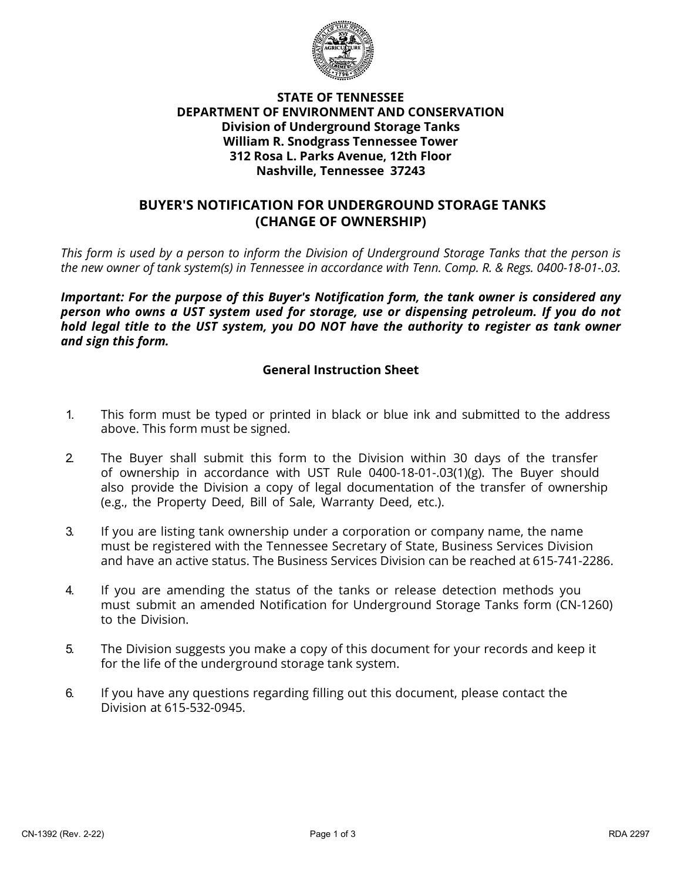**STATE OF TENNESSEE**
**DEPARTMENT OF ENVIRONMENT AND CONSERVATION**
**Division of Underground Storage Tanks**
**William R. Snodgrass Tennessee Tower**
**312 Rosa L. Parks Avenue, 12th Floor**
**Nashville, Tennessee 37243**

# BUYER'S NOTIFICATION FOR UNDERGROUND STORAGE TANKS (CHANGE OF OWNERSHIP)

*This form is used by a person to inform the Division of Underground Storage Tanks that the person is the new owner of tank system(s) in Tennessee in accordance with Tenn. Comp. R. & Regs. 0400-18-01-.03.*

***Important: For the purpose of this Buyer's Notification form, the tank owner is considered any person who owns a UST system used for storage, use or dispensing petroleum. If you do not hold legal title to the UST system, you DO NOT have the authority to register as tank owner and sign this form.***

## General Instruction Sheet

1. This form must be typed or printed in black or blue ink and submitted to the address above. This form must be signed.

2. The Buyer shall submit this form to the Division within 30 days of the transfer of ownership in accordance with UST Rule 0400-18-01-.03(1)(g). The Buyer should also provide the Division a copy of legal documentation of the transfer of ownership (e.g., the Property Deed, Bill of Sale, Warranty Deed, etc.).

3. If you are listing tank ownership under a corporation or company name, the name must be registered with the Tennessee Secretary of State, Business Services Division and have an active status. The Business Services Division can be reached at 615-741-2286.

4. If you are amending the status of the tanks or release detection methods you must submit an amended Notification for Underground Storage Tanks form (CN-1260) to the Division.

5. The Division suggests you make a copy of this document for your records and keep it for the life of the underground storage tank system.

6. If you have any questions regarding filling out this document, please contact the Division at 615-532-0945.

CN-1392 (Rev. 2-22) RDA 2297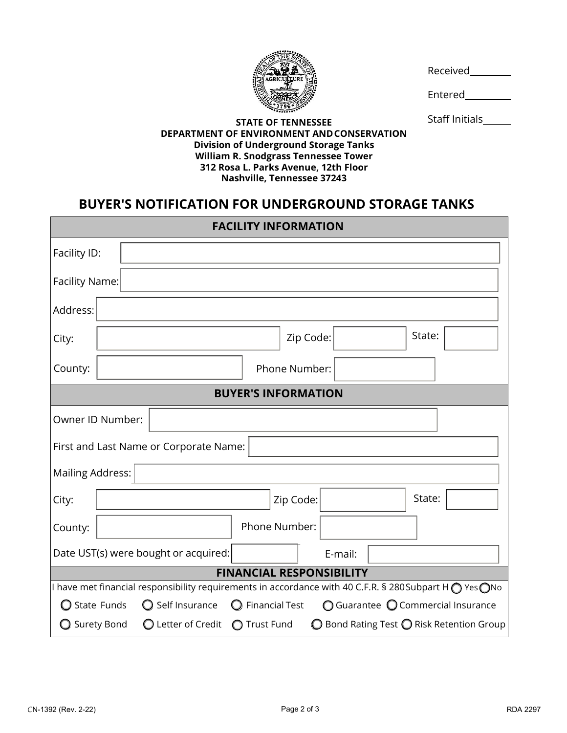Received\_\_\_\_\_\_\_\_

Entered\_\_\_\_\_\_\_\_

Staff Initials\_\_\_\_\_

**STATE OF TENNESSEE**
**DEPARTMENT OF ENVIRONMENT AND CONSERVATION**
**Division of Underground Storage Tanks**
**William R. Snodgrass Tennessee Tower**
**312 Rosa L. Parks Avenue, 12th Floor**
**Nashville, Tennessee 37243**

# BUYER'S NOTIFICATION FOR UNDERGROUND STORAGE TANKS

## FACILITY INFORMATION

Facility ID:

Facility Name:

Address:

City: Zip Code: State:

County: Phone Number:

## BUYER'S INFORMATION

Owner ID Number:

First and Last Name or Corporate Name:

Mailing Address:

City: Zip Code: State:

County: Phone Number:

Date UST(s) were bought or acquired: E-mail:

## FINANCIAL RESPONSIBILITY

I have met financial responsibility requirements in accordance with 40 C.F.R. § 280 Subpart H ◯ Yes ◯ No

◯ State Funds ◯ Self Insurance ◯ Financial Test ◯ Guarantee ◯ Commercial Insurance

◯ Surety Bond ◯ Letter of Credit ◯ Trust Fund ◯ Bond Rating Test ◯ Risk Retention Group

CN-1392 (Rev. 2-22) RDA 2297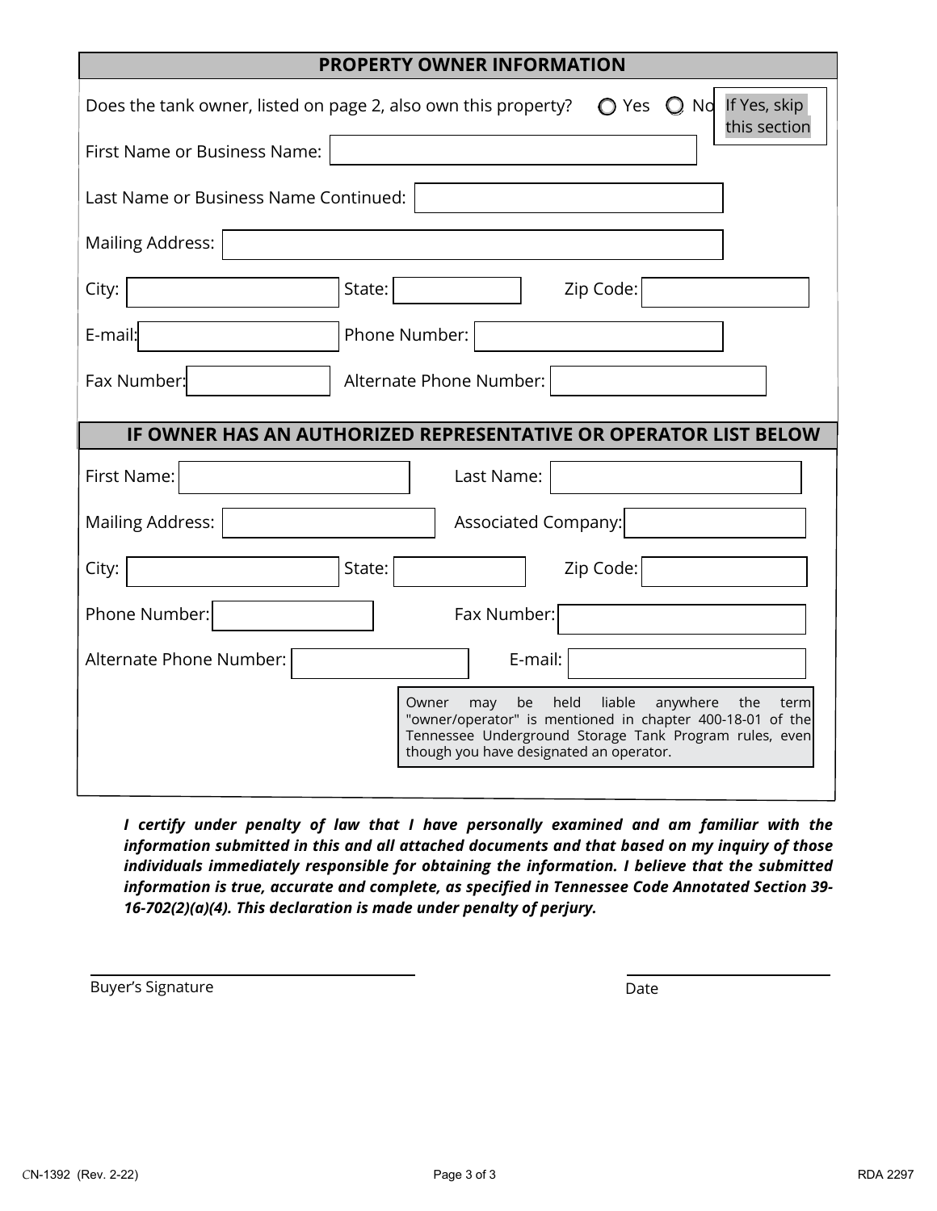## PROPERTY OWNER INFORMATION

Does the tank owner, listed on page 2, also own this property? ○ Yes ○ No — If Yes, skip this section

First Name or Business Name:

Last Name or Business Name Continued:

Mailing Address:

City: State: Zip Code:

E-mail: Phone Number:

Fax Number: Alternate Phone Number:

## IF OWNER HAS AN AUTHORIZED REPRESENTATIVE OR OPERATOR LIST BELOW

First Name: Last Name:

Mailing Address: Associated Company:

City: State: Zip Code:

Phone Number: Fax Number:

Alternate Phone Number: E-mail:

Owner may be held liable anywhere the term "owner/operator" is mentioned in chapter 400-18-01 of the Tennessee Underground Storage Tank Program rules, even though you have designated an operator.

***I certify under penalty of law that I have personally examined and am familiar with the information submitted in this and all attached documents and that based on my inquiry of those individuals immediately responsible for obtaining the information. I believe that the submitted information is true, accurate and complete, as specified in Tennessee Code Annotated Section 39-16-702(2)(a)(4). This declaration is made under penalty of perjury.***

Buyer's Signature ______________________ Date ______________________

CN-1392 (Rev. 2-22) RDA 2297